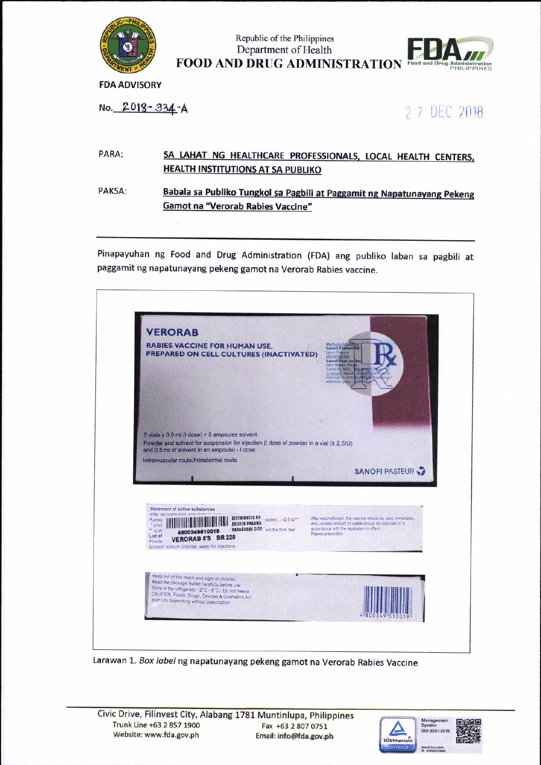Republic of the Philippines
Department of Health
**FOOD AND DRUG ADMINISTRATION**

**FDA ADVISORY**

No. 2018-334-A

27 DEC 2018

PARA: **SA LAHAT NG HEALTHCARE PROFESSIONALS, LOCAL HEALTH CENTERS, HEALTH INSTITUTIONS AT SA PUBLIKO**

PAKSA: **Babala sa Publiko Tungkol sa Pagbili at Paggamit ng Napatunayang Pekeng Gamot na "Verorab Rabies Vaccine"**

---

Pinapayuhan ng Food and Drug Administration (FDA) ang publiko laban sa pagbili at paggamit ng napatunayang pekeng gamot na Verorab Rabies vaccine.

VERORAB
RABIES VACCINE FOR HUMAN USE,
PREPARED ON CELL CULTURES (INACTIVATED)

5 vials x 0.5 ml (I dose) + 5 ampoules solvent
Powder and solvent for suspension for injection (I dose of powder in a vial (≥ 2.5IU) and 0.5 ml of solvent in an ampoule) - I dose
Intramuscular route/Intradermal route

SANOFI PASTEUR

Statement of active substances
4800349510019
DISTRIBUTED BY: ZUELLIG PHARMA PARAÑAQUE CITY
VERORAB 5'S BR 220
Solvent: sodium chloride, water for injections.

After reconstitution, the vaccine should be used immediately. Any unused product or waste should be disposed of in accordance with the legislation in effect.
Rabies prevention.

Keep out of the reach and sight of children.
Read the package leaflet carefully before use.
Store in the refrigerator (2°C - 8°C). Do not freeze.
CAUTION: Foods, Drugs, Devices & Cosmetics Act prohibits dispensing without prescription.

4 800349 510019

Larawan 1. *Box label* ng napatunayang pekeng gamot na Verorab Rabies Vaccine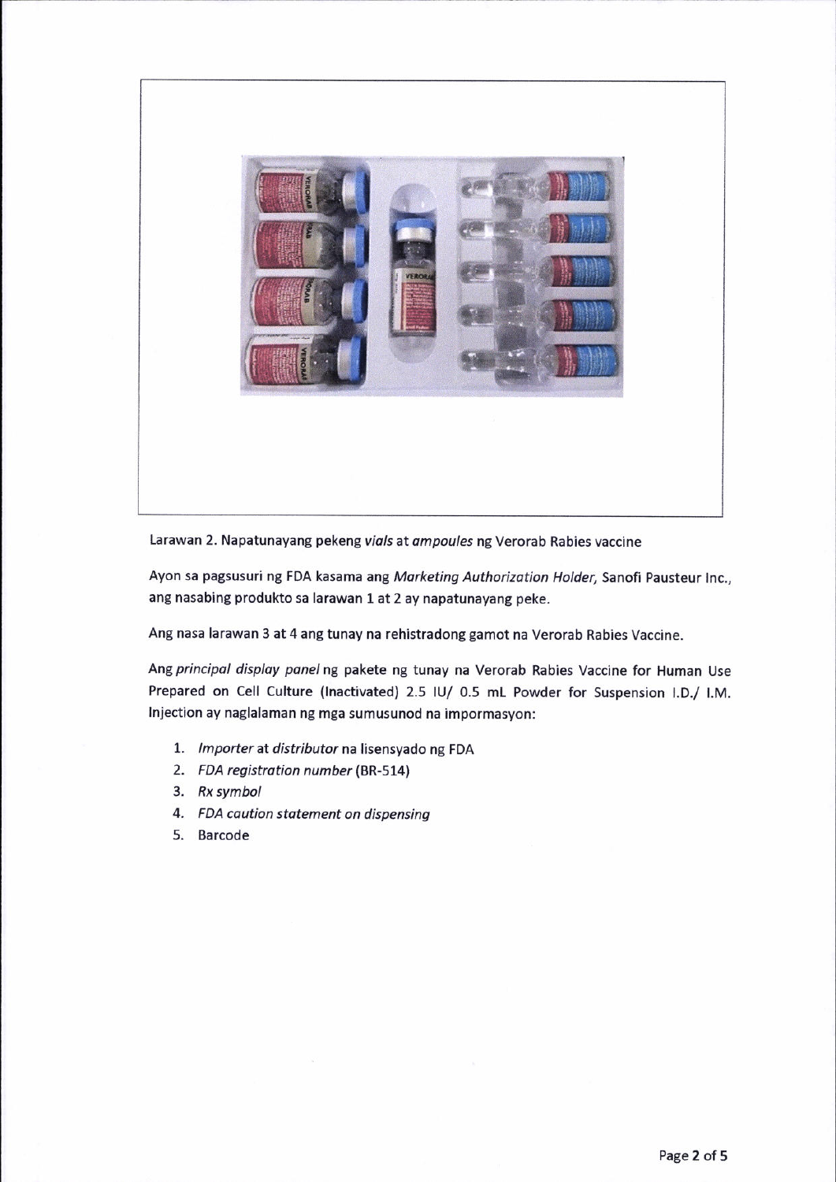Larawan 2. Napatunayang pekeng *vials* at *ampoules* ng Verorab Rabies vaccine

Ayon sa pagsusuri ng FDA kasama ang *Marketing Authorization Holder,* Sanofi Pausteur Inc., ang nasabing produkto sa larawan 1 at 2 ay napatunayang peke.

Ang nasa larawan 3 at 4 ang tunay na rehistradong gamot na Verorab Rabies Vaccine.

Ang *principal display panel* ng pakete ng tunay na Verorab Rabies Vaccine for Human Use Prepared on Cell Culture (Inactivated) 2.5 IU/ 0.5 mL Powder for Suspension I.D./ I.M. Injection ay naglalaman ng mga sumusunod na impormasyon:

1. *Importer* at *distributor* na lisensyado ng FDA
2. *FDA registration number* (BR-514)
3. *Rx symbol*
4. *FDA caution statement on dispensing*
5. Barcode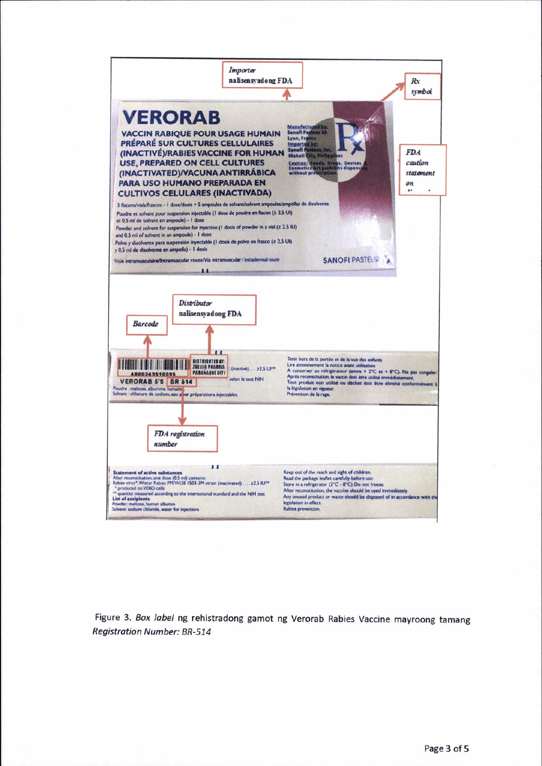Importer
nalisensyadong FDA

Rx
symbol

FDA
caution
statement
on

VERORAB

VACCIN RABIQUE POUR USAGE HUMAIN
PRÉPARÉ SUR CULTURES CELLULAIRES
(INACTIVÉ)/RABIES VACCINE FOR HUMAN
USE, PREPARED ON CELL CULTURES
(INACTIVATED)/VACUNA ANTIRRÁBICA
PARA USO HUMANO PREPARADA EN
CULTIVOS CELULARES (INACTIVADA)

Manufactured by:
Sanofi Pasteur SA
Lyon, France
Imported by:
Sanofi Pasteur, Inc.
Makati City, Philippines
Caution: Foods, Drugs, Devices & Cosmetics Act prohibits dispensing without prescription.

5 flacons/vials/frascos - 1 dose/dosis + 5 ampoules de solvant/solvent ampoules/ampollas de disolvente

Poudre et solvant pour suspension injectable (1 dose de poudre en flacon (≥ 2,5 UI) et 0,5 ml de solvant en ampoule) - 1 dose

Powder and solvent for suspension for injection (1 dose of powder in a vial (≥ 2.5 IU) and 0.5 ml of solvent in an ampoule) - 1 dose

Polvo y disolvente para suspensión inyectable (1 dosis de polvo en frasco (≥ 2,5 UI) y 0,5 ml de disolvente en ampolla) - 1 dosis

Voie intramusculaire/Intramuscular route/Vía intramuscular / intradermal route

SANOFI PASTEUR

Distributor
nalisensyadong FDA

Barcode

4800343510095

DISTRIBUTED BY:
ZUELLIG PHARMA
PARAÑAQUE CITY

VERORAB 5'S BR 514

(inactivé)....≥2,5 UI**

selon le test NIH

Poudre : maltose, albumine humaine
Solvant : chlorure de sodium, eau pour préparations injectables.

Tenir hors de la portée et de la vue des enfants
Lire attentivement la notice avant utilisation
A conserver au réfrigérateur (entre + 2°C et + 8°C). Ne pas congeler.
Après reconstitution, le vaccin doit être utilisé immédiatement.
Tout produit non utilisé ou déchet doit être éliminé conformément à la législation en vigueur.
Prévention de la rage.

FDA registration
number

Statement of active substances
After reconstitution, one dose (0.5 ml) contains:
Rabies virus*, Wistar Rabies PM/WI38 1503-3M strain (inactivated) .... ≥2.5 IU**
\* produced on VERO cells
\*\* quantity measured according to the international standard and the NIH test
List of excipients
Powder: maltose, human albumin
Solvent: sodium chloride, water for injections

Keep out of the reach and sight of children.
Read the package leaflet carefully before use.
Store in a refrigerator (2°C - 8°C). Do not freeze.
After reconstitution, the vaccine should be used immediately.
Any unused product or waste should be disposed of in accordance with the legislation in effect.
Rabies prevention.

Figure 3. *Box label* ng rehistradong gamot ng Verorab Rabies Vaccine mayroong tamang *Registration Number: BR-514*